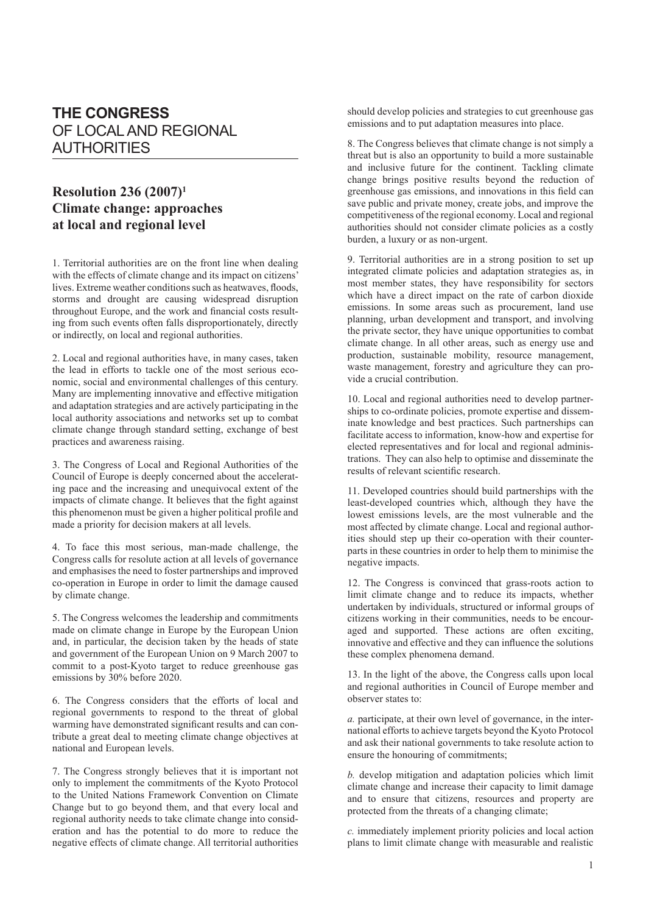# THE CONGRESS OF LOCAL AND REGIONAL AUTHORITIES

## Resolution 236 (2007)[1] Climate change: approaches at local and regional level

1. Territorial authorities are on the front line when dealing with the effects of climate change and its impact on citizens' lives. Extreme weather conditions such as heatwaves, floods, storms and drought are causing widespread disruption throughout Europe, and the work and financial costs resulting from such events often falls disproportionately, directly or indirectly, on local and regional authorities.

2. Local and regional authorities have, in many cases, taken the lead in efforts to tackle one of the most serious economic, social and environmental challenges of this century. Many are implementing innovative and effective mitigation and adaptation strategies and are actively participating in the local authority associations and networks set up to combat climate change through standard setting, exchange of best practices and awareness raising.

3. The Congress of Local and Regional Authorities of the Council of Europe is deeply concerned about the accelerating pace and the increasing and unequivocal extent of the impacts of climate change. It believes that the fight against this phenomenon must be given a higher political profile and made a priority for decision makers at all levels.

4. To face this most serious, man-made challenge, the Congress calls for resolute action at all levels of governance and emphasises the need to foster partnerships and improved co-operation in Europe in order to limit the damage caused by climate change.

5. The Congress welcomes the leadership and commitments made on climate change in Europe by the European Union and, in particular, the decision taken by the heads of state and government of the European Union on 9 March 2007 to commit to a post-Kyoto target to reduce greenhouse gas emissions by 30% before 2020.

6. The Congress considers that the efforts of local and regional governments to respond to the threat of global warming have demonstrated significant results and can contribute a great deal to meeting climate change objectives at national and European levels.

7. The Congress strongly believes that it is important not only to implement the commitments of the Kyoto Protocol to the United Nations Framework Convention on Climate Change but to go beyond them, and that every local and regional authority needs to take climate change into consideration and has the potential to do more to reduce the negative effects of climate change. All territorial authorities should develop policies and strategies to cut greenhouse gas emissions and to put adaptation measures into place.

8. The Congress believes that climate change is not simply a threat but is also an opportunity to build a more sustainable and inclusive future for the continent. Tackling climate change brings positive results beyond the reduction of greenhouse gas emissions, and innovations in this field can save public and private money, create jobs, and improve the competitiveness of the regional economy. Local and regional authorities should not consider climate policies as a costly burden, a luxury or as non-urgent.

9. Territorial authorities are in a strong position to set up integrated climate policies and adaptation strategies as, in most member states, they have responsibility for sectors which have a direct impact on the rate of carbon dioxide emissions. In some areas such as procurement, land use planning, urban development and transport, and involving the private sector, they have unique opportunities to combat climate change. In all other areas, such as energy use and production, sustainable mobility, resource management, waste management, forestry and agriculture they can provide a crucial contribution.

10. Local and regional authorities need to develop partnerships to co-ordinate policies, promote expertise and disseminate knowledge and best practices. Such partnerships can facilitate access to information, know-how and expertise for elected representatives and for local and regional administrations. They can also help to optimise and disseminate the results of relevant scientific research.

11. Developed countries should build partnerships with the least-developed countries which, although they have the lowest emissions levels, are the most vulnerable and the most affected by climate change. Local and regional authorities should step up their co-operation with their counterparts in these countries in order to help them to minimise the negative impacts.

12. The Congress is convinced that grass-roots action to limit climate change and to reduce its impacts, whether undertaken by individuals, structured or informal groups of citizens working in their communities, needs to be encouraged and supported. These actions are often exciting, innovative and effective and they can influence the solutions these complex phenomena demand.

13. In the light of the above, the Congress calls upon local and regional authorities in Council of Europe member and observer states to:

*a.* participate, at their own level of governance, in the international efforts to achieve targets beyond the Kyoto Protocol and ask their national governments to take resolute action to ensure the honouring of commitments;

*b.* develop mitigation and adaptation policies which limit climate change and increase their capacity to limit damage and to ensure that citizens, resources and property are protected from the threats of a changing climate;

*c.* immediately implement priority policies and local action plans to limit climate change with measurable and realistic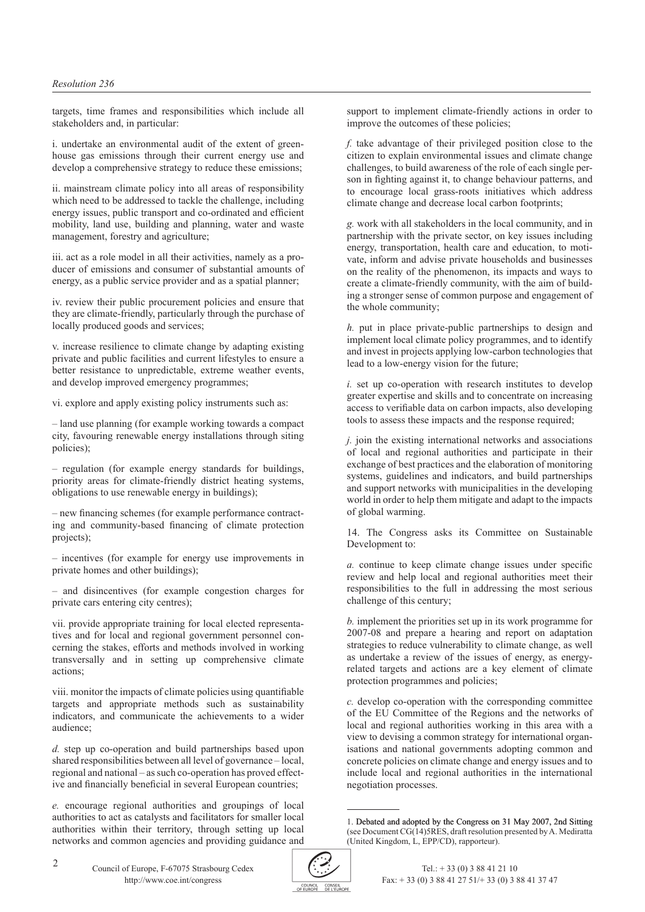targets, time frames and responsibilities which include all stakeholders and, in particular:

i. undertake an environmental audit of the extent of greenhouse gas emissions through their current energy use and develop a comprehensive strategy to reduce these emissions;

ii. mainstream climate policy into all areas of responsibility which need to be addressed to tackle the challenge, including energy issues, public transport and co-ordinated and efficient mobility, land use, building and planning, water and waste management, forestry and agriculture;

iii. act as a role model in all their activities, namely as a producer of emissions and consumer of substantial amounts of energy, as a public service provider and as a spatial planner;

iv. review their public procurement policies and ensure that they are climate-friendly, particularly through the purchase of locally produced goods and services;

v. increase resilience to climate change by adapting existing private and public facilities and current lifestyles to ensure a better resistance to unpredictable, extreme weather events, and develop improved emergency programmes;

vi. explore and apply existing policy instruments such as:

– land use planning (for example working towards a compact city, favouring renewable energy installations through siting policies);

– regulation (for example energy standards for buildings, priority areas for climate-friendly district heating systems, obligations to use renewable energy in buildings);

– new financing schemes (for example performance contracting and community-based financing of climate protection projects);

– incentives (for example for energy use improvements in private homes and other buildings);

– and disincentives (for example congestion charges for private cars entering city centres);

vii. provide appropriate training for local elected representatives and for local and regional government personnel concerning the stakes, efforts and methods involved in working transversally and in setting up comprehensive climate actions;

viii. monitor the impacts of climate policies using quantifiable targets and appropriate methods such as sustainability indicators, and communicate the achievements to a wider audience;

*d.* step up co-operation and build partnerships based upon shared responsibilities between all level of governance – local, regional and national – as such co-operation has proved effective and financially beneficial in several European countries;

*e.* encourage regional authorities and groupings of local authorities to act as catalysts and facilitators for smaller local authorities within their territory, through setting up local networks and common agencies and providing guidance and support to implement climate-friendly actions in order to improve the outcomes of these policies;

*f.* take advantage of their privileged position close to the citizen to explain environmental issues and climate change challenges, to build awareness of the role of each single person in fighting against it, to change behaviour patterns, and to encourage local grass-roots initiatives which address climate change and decrease local carbon footprints;

*g.* work with all stakeholders in the local community, and in partnership with the private sector, on key issues including energy, transportation, health care and education, to motivate, inform and advise private households and businesses on the reality of the phenomenon, its impacts and ways to create a climate-friendly community, with the aim of building a stronger sense of common purpose and engagement of the whole community;

*h.* put in place private-public partnerships to design and implement local climate policy programmes, and to identify and invest in projects applying low-carbon technologies that lead to a low-energy vision for the future;

*i.* set up co-operation with research institutes to develop greater expertise and skills and to concentrate on increasing access to verifiable data on carbon impacts, also developing tools to assess these impacts and the response required;

*j.* join the existing international networks and associations of local and regional authorities and participate in their exchange of best practices and the elaboration of monitoring systems, guidelines and indicators, and build partnerships and support networks with municipalities in the developing world in order to help them mitigate and adapt to the impacts of global warming.

14. The Congress asks its Committee on Sustainable Development to:

*a.* continue to keep climate change issues under specific review and help local and regional authorities meet their responsibilities to the full in addressing the most serious challenge of this century;

*b.* implement the priorities set up in its work programme for 2007-08 and prepare a hearing and report on adaptation strategies to reduce vulnerability to climate change, as well as undertake a review of the issues of energy, as energy-related targets and actions are a key element of climate protection programmes and policies;

*c.* develop co-operation with the corresponding committee of the EU Committee of the Regions and the networks of local and regional authorities working in this area with a view to devising a common strategy for international organisations and national governments adopting common and concrete policies on climate change and energy issues and to include local and regional authorities in the international negotiation processes.

---

1. Debated and adopted by the Congress on 31 May 2007, 2nd Sitting (see Document CG(14)5RES, draft resolution presented by A. Mediratta (United Kingdom, L, EPP/CD), rapporteur).

Council of Europe, F-67075 Strasbourg Cedex
http://www.coe.int/congress

Tel.: + 33 (0) 3 88 41 21 10
Fax: + 33 (0) 3 88 41 27 51/+ 33 (0) 3 88 41 37 47